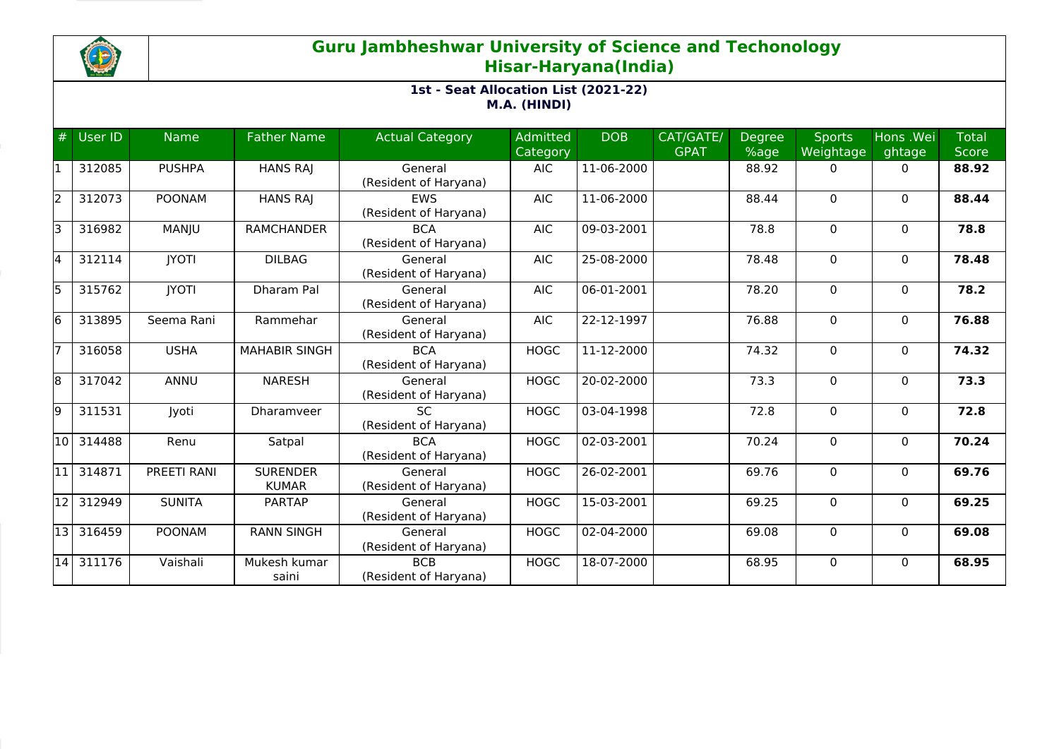# Guru Jambheshwar University of Science and Techonology
## Hisar-Haryana(India)

### 1st - Seat Allocation List (2021-22)
### M.A. (HINDI)

| # | User ID | Name | Father Name | Actual Category | Admitted Category | DOB | CAT/GATE/ GPAT | Degree %age | Sports Weightage | Hons .Weightage | Total Score |
|---|---|---|---|---|---|---|---|---|---|---|---|
| 1 | 312085 | PUSHPA | HANS RAJ | General (Resident of Haryana) | AIC | 11-06-2000 | | 88.92 | 0 | 0 | **88.92** |
| 2 | 312073 | POONAM | HANS RAJ | EWS (Resident of Haryana) | AIC | 11-06-2000 | | 88.44 | 0 | 0 | **88.44** |
| 3 | 316982 | MANJU | RAMCHANDER | BCA (Resident of Haryana) | AIC | 09-03-2001 | | 78.8 | 0 | 0 | **78.8** |
| 4 | 312114 | JYOTI | DILBAG | General (Resident of Haryana) | AIC | 25-08-2000 | | 78.48 | 0 | 0 | **78.48** |
| 5 | 315762 | JYOTI | Dharam Pal | General (Resident of Haryana) | AIC | 06-01-2001 | | 78.20 | 0 | 0 | **78.2** |
| 6 | 313895 | Seema Rani | Rammehar | General (Resident of Haryana) | AIC | 22-12-1997 | | 76.88 | 0 | 0 | **76.88** |
| 7 | 316058 | USHA | MAHABIR SINGH | BCA (Resident of Haryana) | HOGC | 11-12-2000 | | 74.32 | 0 | 0 | **74.32** |
| 8 | 317042 | ANNU | NARESH | General (Resident of Haryana) | HOGC | 20-02-2000 | | 73.3 | 0 | 0 | **73.3** |
| 9 | 311531 | Jyoti | Dharamveer | SC (Resident of Haryana) | HOGC | 03-04-1998 | | 72.8 | 0 | 0 | **72.8** |
| 10 | 314488 | Renu | Satpal | BCA (Resident of Haryana) | HOGC | 02-03-2001 | | 70.24 | 0 | 0 | **70.24** |
| 11 | 314871 | PREETI RANI | SURENDER KUMAR | General (Resident of Haryana) | HOGC | 26-02-2001 | | 69.76 | 0 | 0 | **69.76** |
| 12 | 312949 | SUNITA | PARTAP | General (Resident of Haryana) | HOGC | 15-03-2001 | | 69.25 | 0 | 0 | **69.25** |
| 13 | 316459 | POONAM | RANN SINGH | General (Resident of Haryana) | HOGC | 02-04-2000 | | 69.08 | 0 | 0 | **69.08** |
| 14 | 311176 | Vaishali | Mukesh kumar saini | BCB (Resident of Haryana) | HOGC | 18-07-2000 | | 68.95 | 0 | 0 | **68.95** |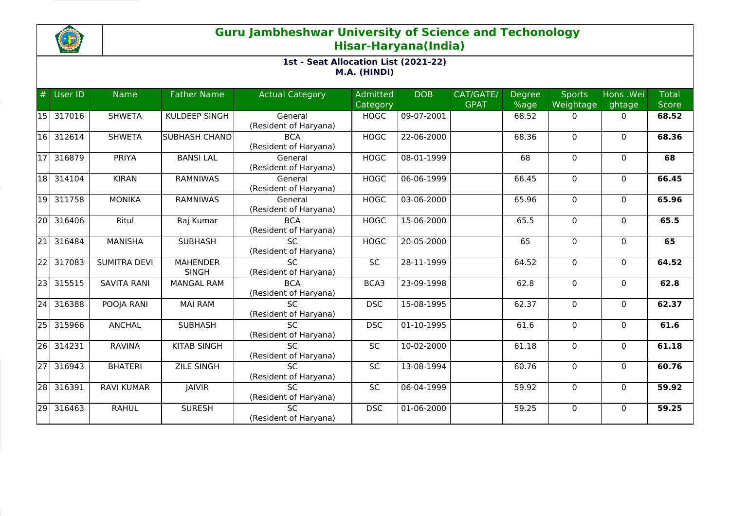# Guru Jambheshwar University of Science and Techonology
## Hisar-Haryana(India)

### 1st - Seat Allocation List (2021-22)
### M.A. (HINDI)

| # | User ID | Name | Father Name | Actual Category | Admitted Category | DOB | CAT/GATE/ GPAT | Degree %age | Sports Weightage | Hons .Weightage | Total Score |
|---|---|---|---|---|---|---|---|---|---|---|---|
| 15 | 317016 | SHWETA | KULDEEP SINGH | General (Resident of Haryana) | HOGC | 09-07-2001 | | 68.52 | 0 | 0 | **68.52** |
| 16 | 312614 | SHWETA | SUBHASH CHAND | BCA (Resident of Haryana) | HOGC | 22-06-2000 | | 68.36 | 0 | 0 | **68.36** |
| 17 | 316879 | PRIYA | BANSI LAL | General (Resident of Haryana) | HOGC | 08-01-1999 | | 68 | 0 | 0 | **68** |
| 18 | 314104 | KIRAN | RAMNIWAS | General (Resident of Haryana) | HOGC | 06-06-1999 | | 66.45 | 0 | 0 | **66.45** |
| 19 | 311758 | MONIKA | RAMNIWAS | General (Resident of Haryana) | HOGC | 03-06-2000 | | 65.96 | 0 | 0 | **65.96** |
| 20 | 316406 | Ritul | Raj Kumar | BCA (Resident of Haryana) | HOGC | 15-06-2000 | | 65.5 | 0 | 0 | **65.5** |
| 21 | 316484 | MANISHA | SUBHASH | SC (Resident of Haryana) | HOGC | 20-05-2000 | | 65 | 0 | 0 | **65** |
| 22 | 317083 | SUMITRA DEVI | MAHENDER SINGH | SC (Resident of Haryana) | SC | 28-11-1999 | | 64.52 | 0 | 0 | **64.52** |
| 23 | 315515 | SAVITA RANI | MANGAL RAM | BCA (Resident of Haryana) | BCA3 | 23-09-1998 | | 62.8 | 0 | 0 | **62.8** |
| 24 | 316388 | POOJA RANI | MAI RAM | SC (Resident of Haryana) | DSC | 15-08-1995 | | 62.37 | 0 | 0 | **62.37** |
| 25 | 315966 | ANCHAL | SUBHASH | SC (Resident of Haryana) | DSC | 01-10-1995 | | 61.6 | 0 | 0 | **61.6** |
| 26 | 314231 | RAVINA | KITAB SINGH | SC (Resident of Haryana) | SC | 10-02-2000 | | 61.18 | 0 | 0 | **61.18** |
| 27 | 316943 | BHATERI | ZILE SINGH | SC (Resident of Haryana) | SC | 13-08-1994 | | 60.76 | 0 | 0 | **60.76** |
| 28 | 316391 | RAVI KUMAR | JAIVIR | SC (Resident of Haryana) | SC | 06-04-1999 | | 59.92 | 0 | 0 | **59.92** |
| 29 | 316463 | RAHUL | SURESH | SC (Resident of Haryana) | DSC | 01-06-2000 | | 59.25 | 0 | 0 | **59.25** |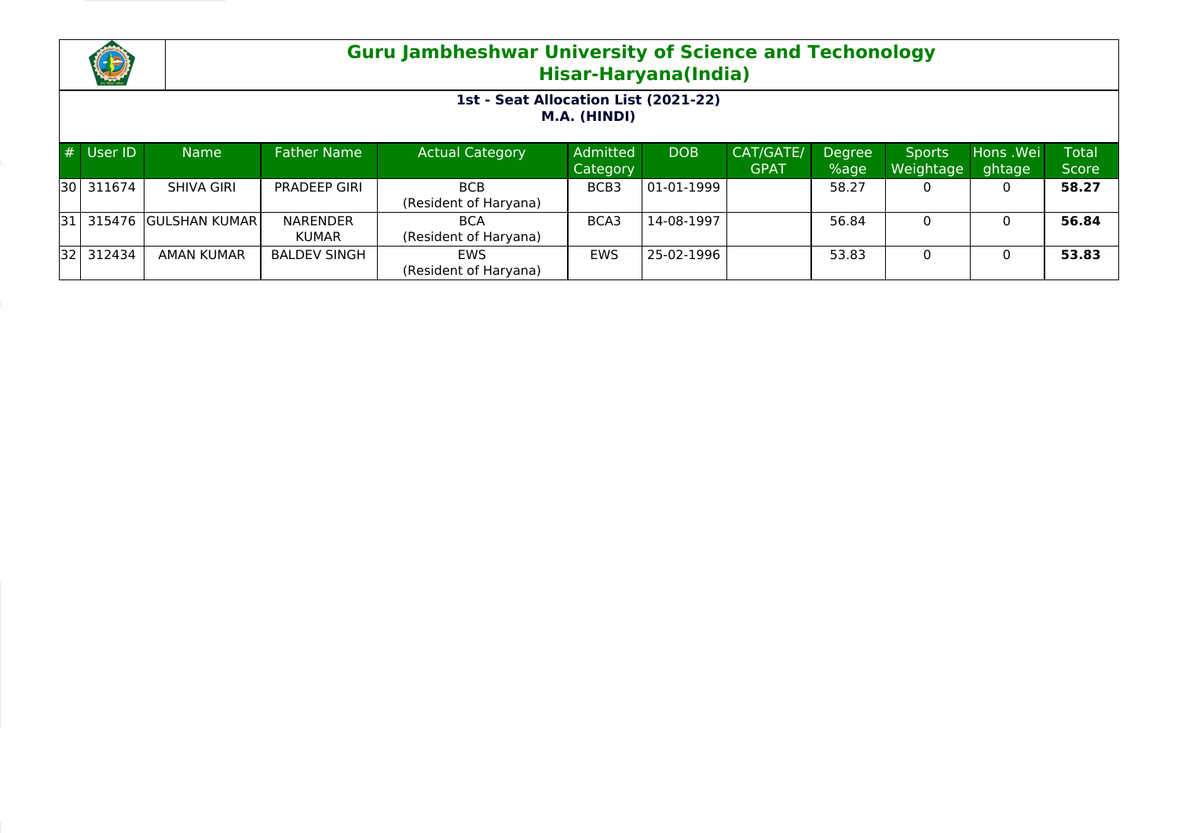# Guru Jambheshwar University of Science and Techonology
## Hisar-Haryana(India)

### 1st - Seat Allocation List (2021-22)
### M.A. (HINDI)

| # | User ID | Name | Father Name | Actual Category | Admitted Category | DOB | CAT/GATE/ GPAT | Degree %age | Sports Weightage | Hons .Weightage | Total Score |
|---|---|---|---|---|---|---|---|---|---|---|---|
| 30 | 311674 | SHIVA GIRI | PRADEEP GIRI | BCB (Resident of Haryana) | BCB3 | 01-01-1999 | | 58.27 | 0 | 0 | **58.27** |
| 31 | 315476 | GULSHAN KUMAR | NARENDER KUMAR | BCA (Resident of Haryana) | BCA3 | 14-08-1997 | | 56.84 | 0 | 0 | **56.84** |
| 32 | 312434 | AMAN KUMAR | BALDEV SINGH | EWS (Resident of Haryana) | EWS | 25-02-1996 | | 53.83 | 0 | 0 | **53.83** |